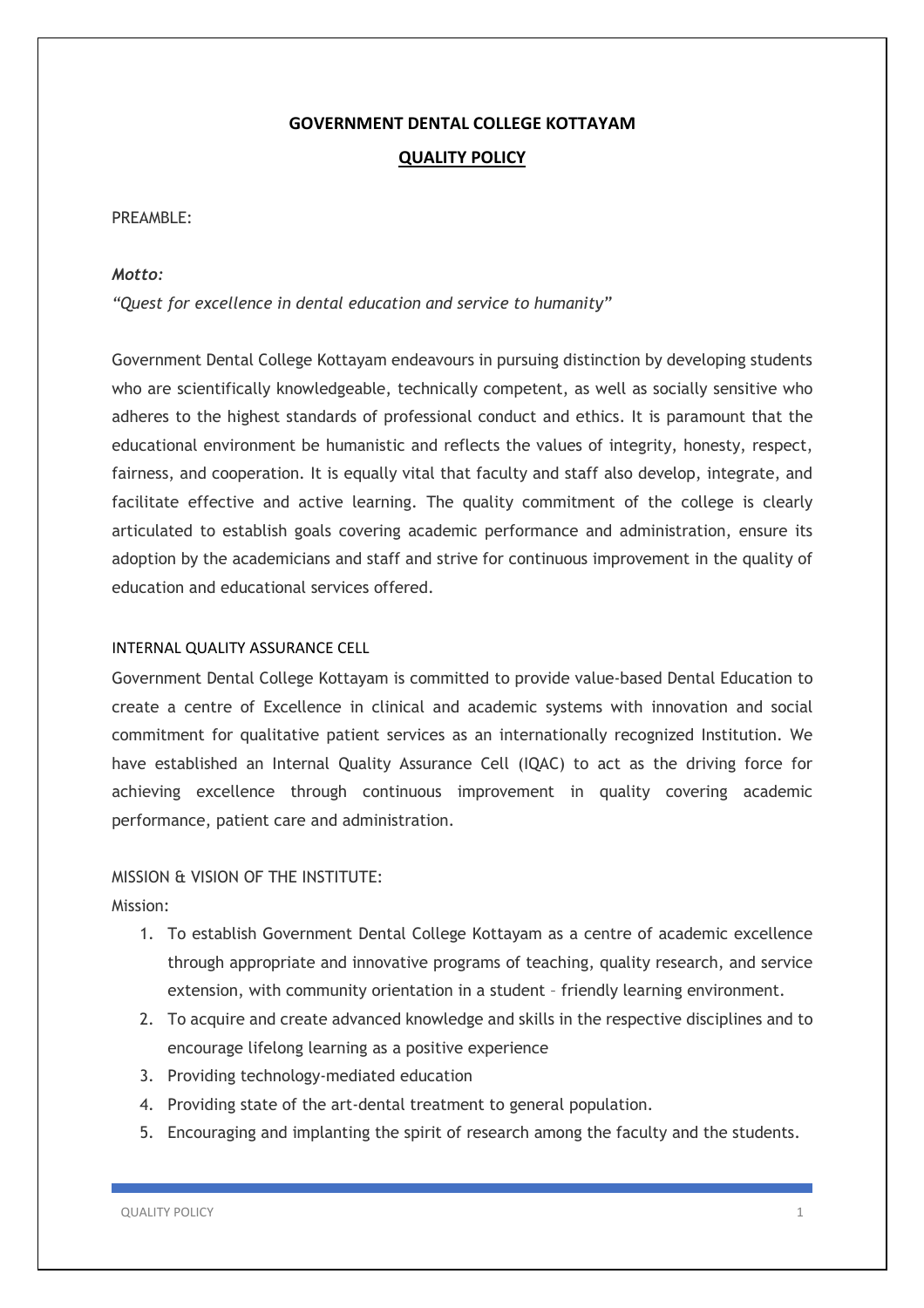# GOVERNMENT DENTAL COLLEGE KOTTAYAM

## QUALITY POLICY

PREAMBLE:

***Motto:***

*"Quest for excellence in dental education and service to humanity"*

Government Dental College Kottayam endeavours in pursuing distinction by developing students who are scientifically knowledgeable, technically competent, as well as socially sensitive who adheres to the highest standards of professional conduct and ethics. It is paramount that the educational environment be humanistic and reflects the values of integrity, honesty, respect, fairness, and cooperation. It is equally vital that faculty and staff also develop, integrate, and facilitate effective and active learning. The quality commitment of the college is clearly articulated to establish goals covering academic performance and administration, ensure its adoption by the academicians and staff and strive for continuous improvement in the quality of education and educational services offered.

INTERNAL QUALITY ASSURANCE CELL

Government Dental College Kottayam is committed to provide value-based Dental Education to create a centre of Excellence in clinical and academic systems with innovation and social commitment for qualitative patient services as an internationally recognized Institution. We have established an Internal Quality Assurance Cell (IQAC) to act as the driving force for achieving excellence through continuous improvement in quality covering academic performance, patient care and administration.

MISSION & VISION OF THE INSTITUTE:

Mission:

1. To establish Government Dental College Kottayam as a centre of academic excellence through appropriate and innovative programs of teaching, quality research, and service extension, with community orientation in a student – friendly learning environment.
2. To acquire and create advanced knowledge and skills in the respective disciplines and to encourage lifelong learning as a positive experience
3. Providing technology-mediated education
4. Providing state of the art-dental treatment to general population.
5. Encouraging and implanting the spirit of research among the faculty and the students.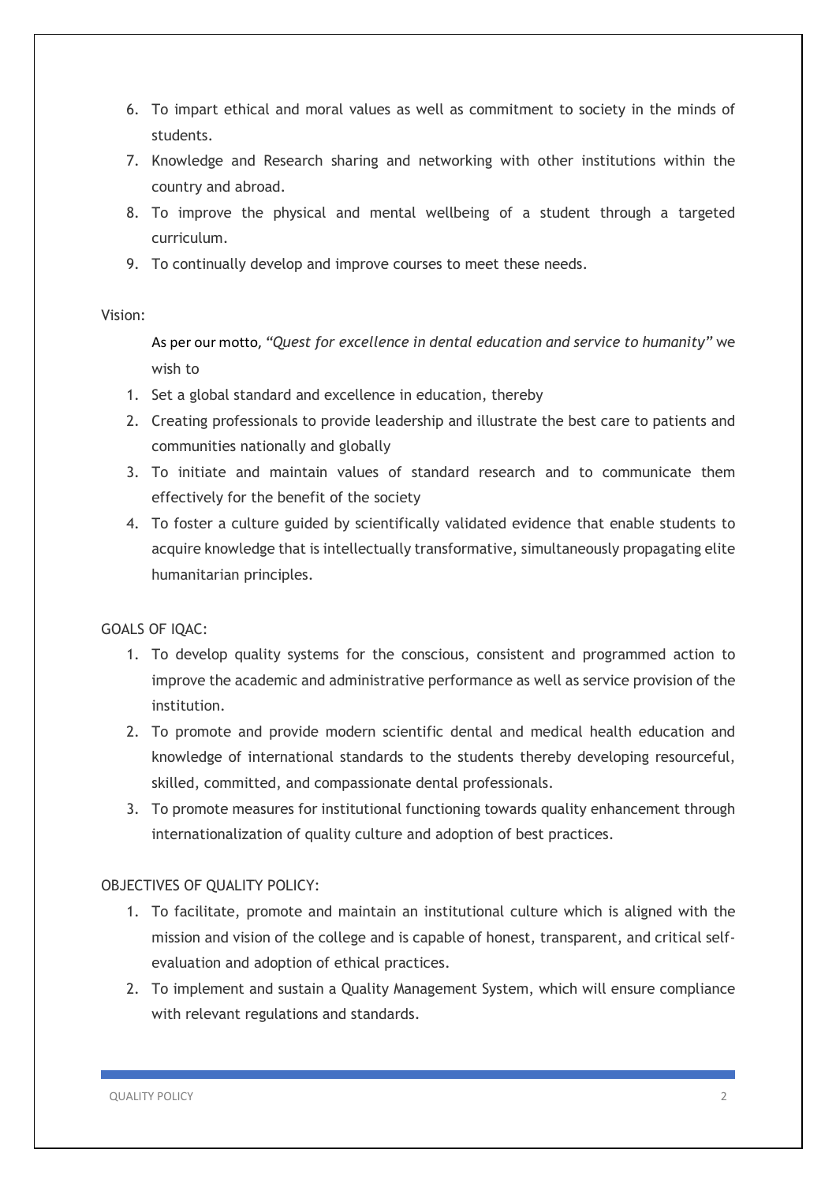6. To impart ethical and moral values as well as commitment to society in the minds of students.
7. Knowledge and Research sharing and networking with other institutions within the country and abroad.
8. To improve the physical and mental wellbeing of a student through a targeted curriculum.
9. To continually develop and improve courses to meet these needs.

Vision:

As per our motto, *"Quest for excellence in dental education and service to humanity"* we wish to

1. Set a global standard and excellence in education, thereby
2. Creating professionals to provide leadership and illustrate the best care to patients and communities nationally and globally
3. To initiate and maintain values of standard research and to communicate them effectively for the benefit of the society
4. To foster a culture guided by scientifically validated evidence that enable students to acquire knowledge that is intellectually transformative, simultaneously propagating elite humanitarian principles.

GOALS OF IQAC:

1. To develop quality systems for the conscious, consistent and programmed action to improve the academic and administrative performance as well as service provision of the institution.
2. To promote and provide modern scientific dental and medical health education and knowledge of international standards to the students thereby developing resourceful, skilled, committed, and compassionate dental professionals.
3. To promote measures for institutional functioning towards quality enhancement through internationalization of quality culture and adoption of best practices.

OBJECTIVES OF QUALITY POLICY:

1. To facilitate, promote and maintain an institutional culture which is aligned with the mission and vision of the college and is capable of honest, transparent, and critical self-evaluation and adoption of ethical practices.
2. To implement and sustain a Quality Management System, which will ensure compliance with relevant regulations and standards.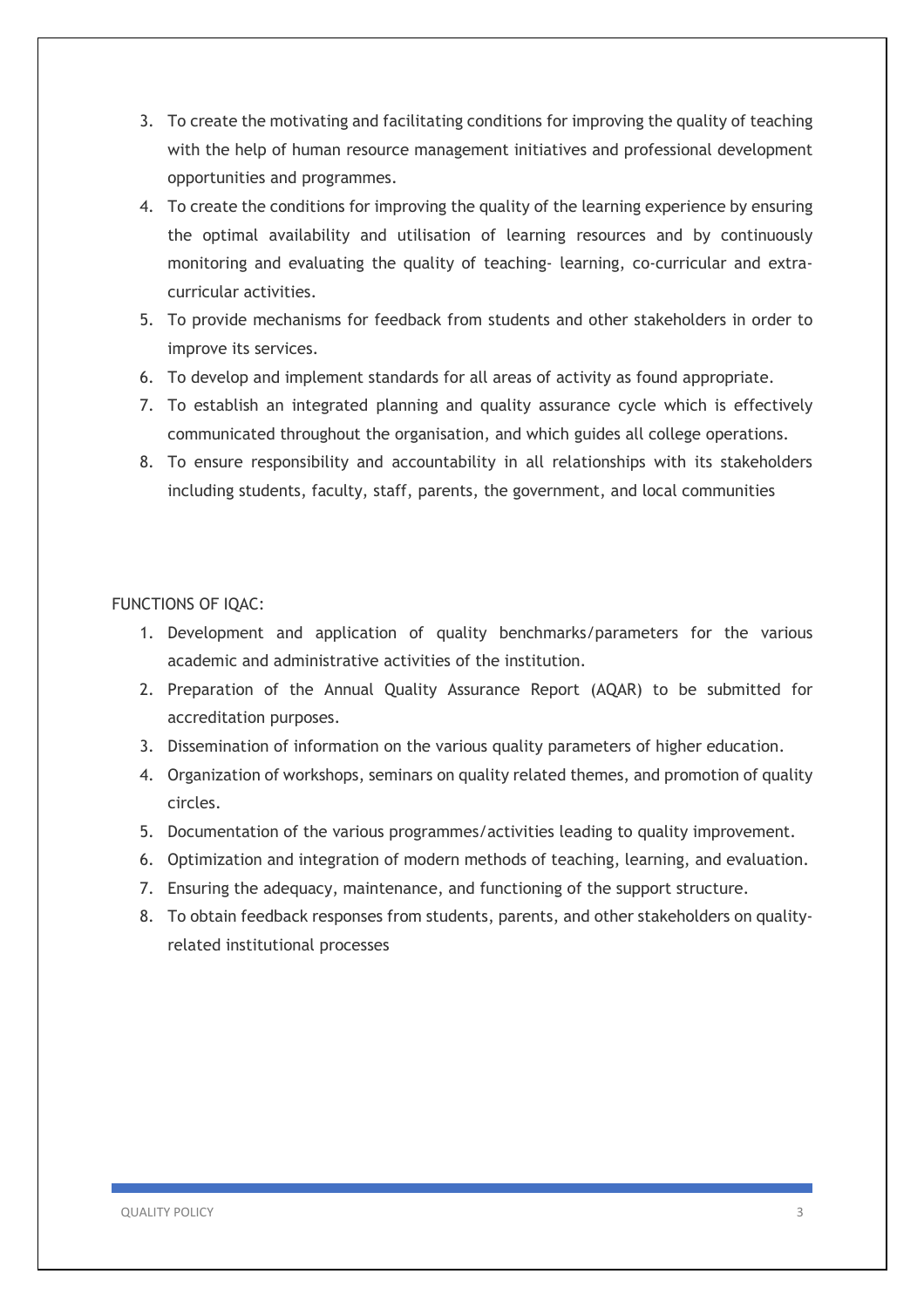3. To create the motivating and facilitating conditions for improving the quality of teaching with the help of human resource management initiatives and professional development opportunities and programmes.
4. To create the conditions for improving the quality of the learning experience by ensuring the optimal availability and utilisation of learning resources and by continuously monitoring and evaluating the quality of teaching- learning, co-curricular and extra-curricular activities.
5. To provide mechanisms for feedback from students and other stakeholders in order to improve its services.
6. To develop and implement standards for all areas of activity as found appropriate.
7. To establish an integrated planning and quality assurance cycle which is effectively communicated throughout the organisation, and which guides all college operations.
8. To ensure responsibility and accountability in all relationships with its stakeholders including students, faculty, staff, parents, the government, and local communities

FUNCTIONS OF IQAC:

1. Development and application of quality benchmarks/parameters for the various academic and administrative activities of the institution.
2. Preparation of the Annual Quality Assurance Report (AQAR) to be submitted for accreditation purposes.
3. Dissemination of information on the various quality parameters of higher education.
4. Organization of workshops, seminars on quality related themes, and promotion of quality circles.
5. Documentation of the various programmes/activities leading to quality improvement.
6. Optimization and integration of modern methods of teaching, learning, and evaluation.
7. Ensuring the adequacy, maintenance, and functioning of the support structure.
8. To obtain feedback responses from students, parents, and other stakeholders on quality-related institutional processes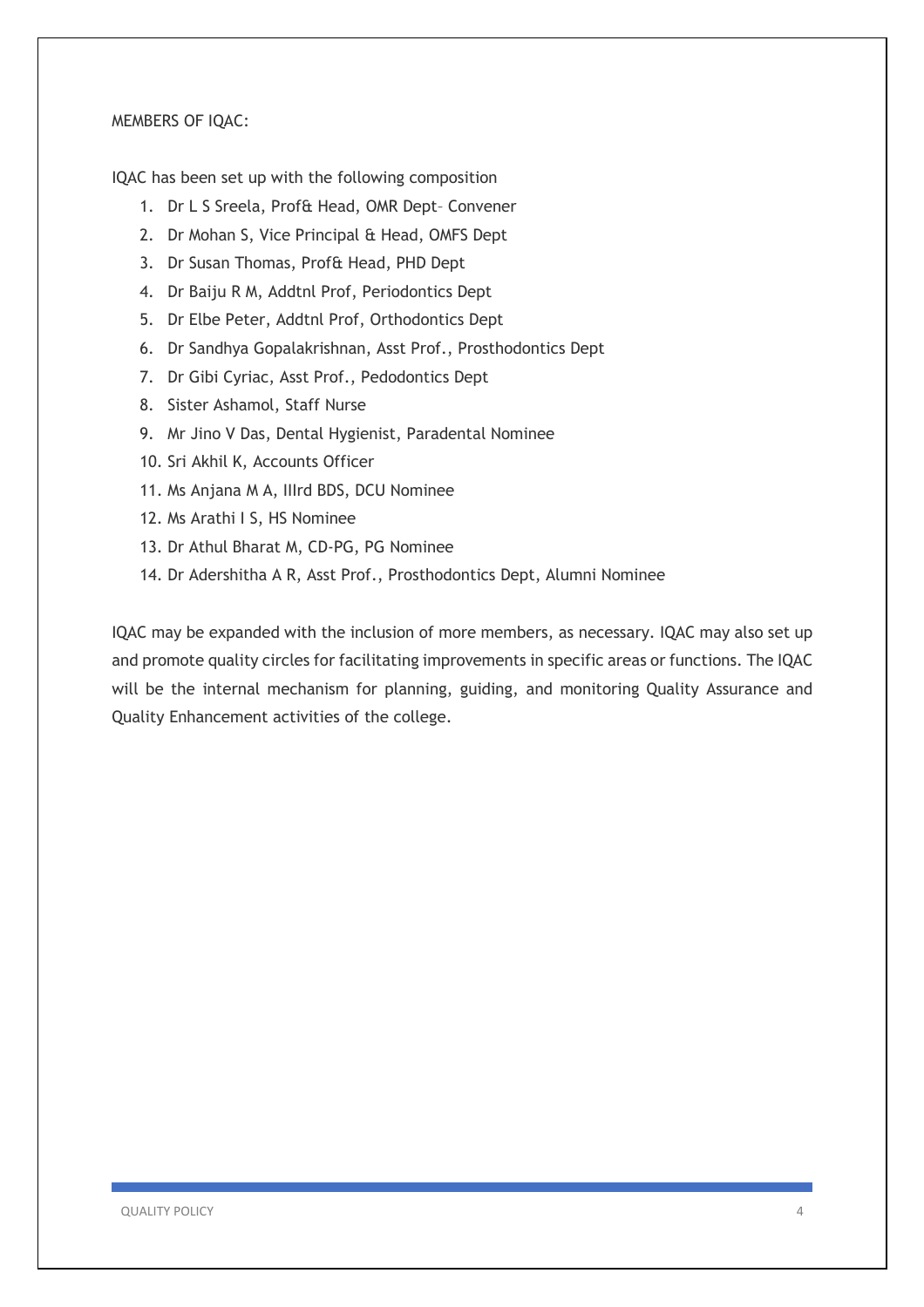MEMBERS OF IQAC:

IQAC has been set up with the following composition

1. Dr L S Sreela, Prof& Head, OMR Dept– Convener
2. Dr Mohan S, Vice Principal & Head, OMFS Dept
3. Dr Susan Thomas, Prof& Head, PHD Dept
4. Dr Baiju R M, Addtnl Prof, Periodontics Dept
5. Dr Elbe Peter, Addtnl Prof, Orthodontics Dept
6. Dr Sandhya Gopalakrishnan, Asst Prof., Prosthodontics Dept
7. Dr Gibi Cyriac, Asst Prof., Pedodontics Dept
8. Sister Ashamol, Staff Nurse
9. Mr Jino V Das, Dental Hygienist, Paradental Nominee
10. Sri Akhil K, Accounts Officer
11. Ms Anjana M A, IIIrd BDS, DCU Nominee
12. Ms Arathi I S, HS Nominee
13. Dr Athul Bharat M, CD-PG, PG Nominee
14. Dr Adershitha A R, Asst Prof., Prosthodontics Dept, Alumni Nominee

IQAC may be expanded with the inclusion of more members, as necessary. IQAC may also set up and promote quality circles for facilitating improvements in specific areas or functions. The IQAC will be the internal mechanism for planning, guiding, and monitoring Quality Assurance and Quality Enhancement activities of the college.